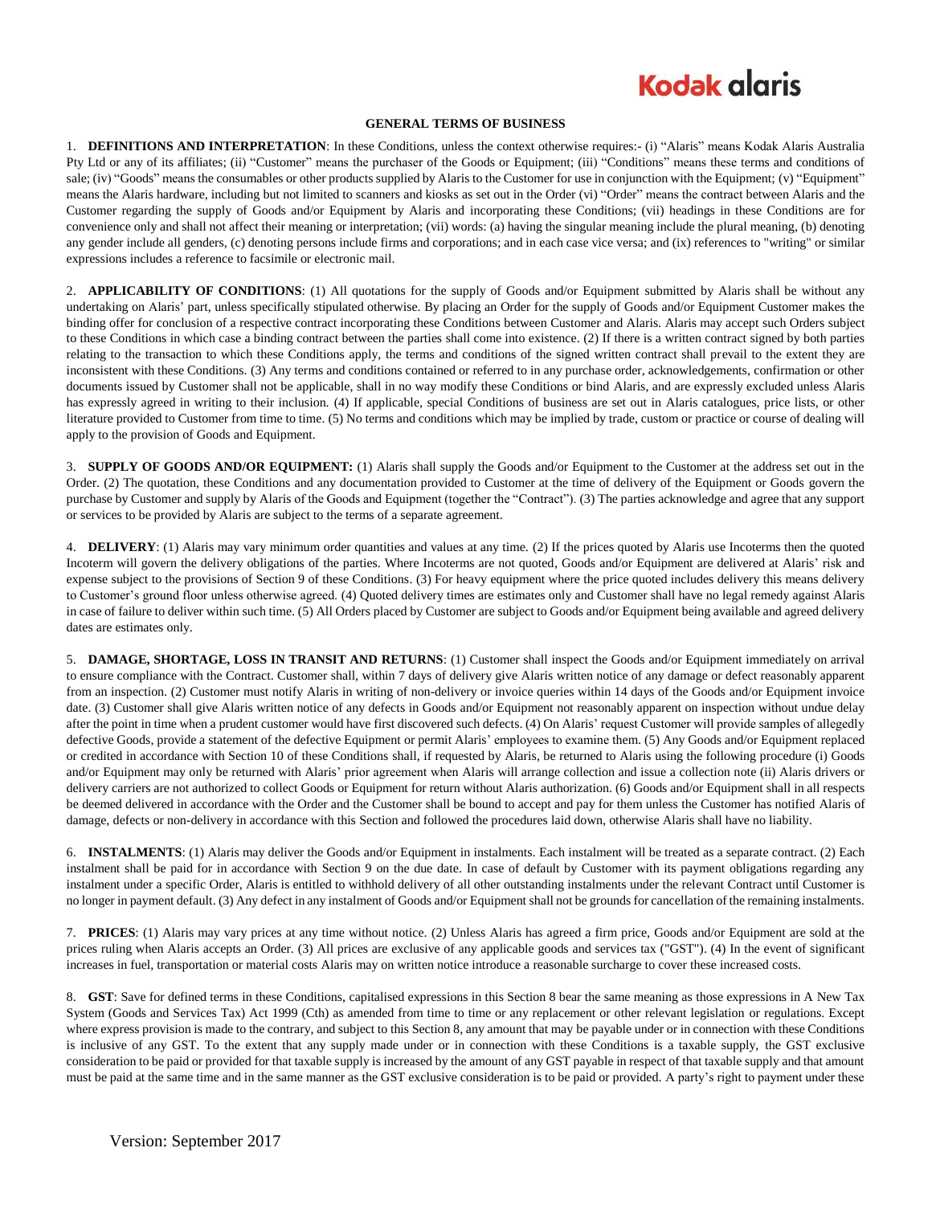Kodak alaris

# GENERAL TERMS OF BUSINESS

1. **DEFINITIONS AND INTERPRETATION**: In these Conditions, unless the context otherwise requires:- (i) "Alaris" means Kodak Alaris Australia Pty Ltd or any of its affiliates; (ii) "Customer" means the purchaser of the Goods or Equipment; (iii) "Conditions" means these terms and conditions of sale; (iv) "Goods" means the consumables or other products supplied by Alaris to the Customer for use in conjunction with the Equipment; (v) "Equipment" means the Alaris hardware, including but not limited to scanners and kiosks as set out in the Order (vi) "Order" means the contract between Alaris and the Customer regarding the supply of Goods and/or Equipment by Alaris and incorporating these Conditions; (vii) headings in these Conditions are for convenience only and shall not affect their meaning or interpretation; (vii) words: (a) having the singular meaning include the plural meaning, (b) denoting any gender include all genders, (c) denoting persons include firms and corporations; and in each case vice versa; and (ix) references to "writing" or similar expressions includes a reference to facsimile or electronic mail.

2. **APPLICABILITY OF CONDITIONS**: (1) All quotations for the supply of Goods and/or Equipment submitted by Alaris shall be without any undertaking on Alaris' part, unless specifically stipulated otherwise. By placing an Order for the supply of Goods and/or Equipment Customer makes the binding offer for conclusion of a respective contract incorporating these Conditions between Customer and Alaris. Alaris may accept such Orders subject to these Conditions in which case a binding contract between the parties shall come into existence. (2) If there is a written contract signed by both parties relating to the transaction to which these Conditions apply, the terms and conditions of the signed written contract shall prevail to the extent they are inconsistent with these Conditions. (3) Any terms and conditions contained or referred to in any purchase order, acknowledgements, confirmation or other documents issued by Customer shall not be applicable, shall in no way modify these Conditions or bind Alaris, and are expressly excluded unless Alaris has expressly agreed in writing to their inclusion. (4) If applicable, special Conditions of business are set out in Alaris catalogues, price lists, or other literature provided to Customer from time to time. (5) No terms and conditions which may be implied by trade, custom or practice or course of dealing will apply to the provision of Goods and Equipment.

3. **SUPPLY OF GOODS AND/OR EQUIPMENT:** (1) Alaris shall supply the Goods and/or Equipment to the Customer at the address set out in the Order. (2) The quotation, these Conditions and any documentation provided to Customer at the time of delivery of the Equipment or Goods govern the purchase by Customer and supply by Alaris of the Goods and Equipment (together the "Contract"). (3) The parties acknowledge and agree that any support or services to be provided by Alaris are subject to the terms of a separate agreement.

4. **DELIVERY**: (1) Alaris may vary minimum order quantities and values at any time. (2) If the prices quoted by Alaris use Incoterms then the quoted Incoterm will govern the delivery obligations of the parties. Where Incoterms are not quoted, Goods and/or Equipment are delivered at Alaris' risk and expense subject to the provisions of Section 9 of these Conditions. (3) For heavy equipment where the price quoted includes delivery this means delivery to Customer's ground floor unless otherwise agreed. (4) Quoted delivery times are estimates only and Customer shall have no legal remedy against Alaris in case of failure to deliver within such time. (5) All Orders placed by Customer are subject to Goods and/or Equipment being available and agreed delivery dates are estimates only.

5. **DAMAGE, SHORTAGE, LOSS IN TRANSIT AND RETURNS**: (1) Customer shall inspect the Goods and/or Equipment immediately on arrival to ensure compliance with the Contract. Customer shall, within 7 days of delivery give Alaris written notice of any damage or defect reasonably apparent from an inspection. (2) Customer must notify Alaris in writing of non-delivery or invoice queries within 14 days of the Goods and/or Equipment invoice date. (3) Customer shall give Alaris written notice of any defects in Goods and/or Equipment not reasonably apparent on inspection without undue delay after the point in time when a prudent customer would have first discovered such defects. (4) On Alaris' request Customer will provide samples of allegedly defective Goods, provide a statement of the defective Equipment or permit Alaris' employees to examine them. (5) Any Goods and/or Equipment replaced or credited in accordance with Section 10 of these Conditions shall, if requested by Alaris, be returned to Alaris using the following procedure (i) Goods and/or Equipment may only be returned with Alaris' prior agreement when Alaris will arrange collection and issue a collection note (ii) Alaris drivers or delivery carriers are not authorized to collect Goods or Equipment for return without Alaris authorization. (6) Goods and/or Equipment shall in all respects be deemed delivered in accordance with the Order and the Customer shall be bound to accept and pay for them unless the Customer has notified Alaris of damage, defects or non-delivery in accordance with this Section and followed the procedures laid down, otherwise Alaris shall have no liability.

6. **INSTALMENTS**: (1) Alaris may deliver the Goods and/or Equipment in instalments. Each instalment will be treated as a separate contract. (2) Each instalment shall be paid for in accordance with Section 9 on the due date. In case of default by Customer with its payment obligations regarding any instalment under a specific Order, Alaris is entitled to withhold delivery of all other outstanding instalments under the relevant Contract until Customer is no longer in payment default. (3) Any defect in any instalment of Goods and/or Equipment shall not be grounds for cancellation of the remaining instalments.

7. **PRICES**: (1) Alaris may vary prices at any time without notice. (2) Unless Alaris has agreed a firm price, Goods and/or Equipment are sold at the prices ruling when Alaris accepts an Order. (3) All prices are exclusive of any applicable goods and services tax ("GST"). (4) In the event of significant increases in fuel, transportation or material costs Alaris may on written notice introduce a reasonable surcharge to cover these increased costs.

8. **GST**: Save for defined terms in these Conditions, capitalised expressions in this Section 8 bear the same meaning as those expressions in A New Tax System (Goods and Services Tax) Act 1999 (Cth) as amended from time to time or any replacement or other relevant legislation or regulations. Except where express provision is made to the contrary, and subject to this Section 8, any amount that may be payable under or in connection with these Conditions is inclusive of any GST. To the extent that any supply made under or in connection with these Conditions is a taxable supply, the GST exclusive consideration to be paid or provided for that taxable supply is increased by the amount of any GST payable in respect of that taxable supply and that amount must be paid at the same time and in the same manner as the GST exclusive consideration is to be paid or provided. A party's right to payment under these

Version: September 2017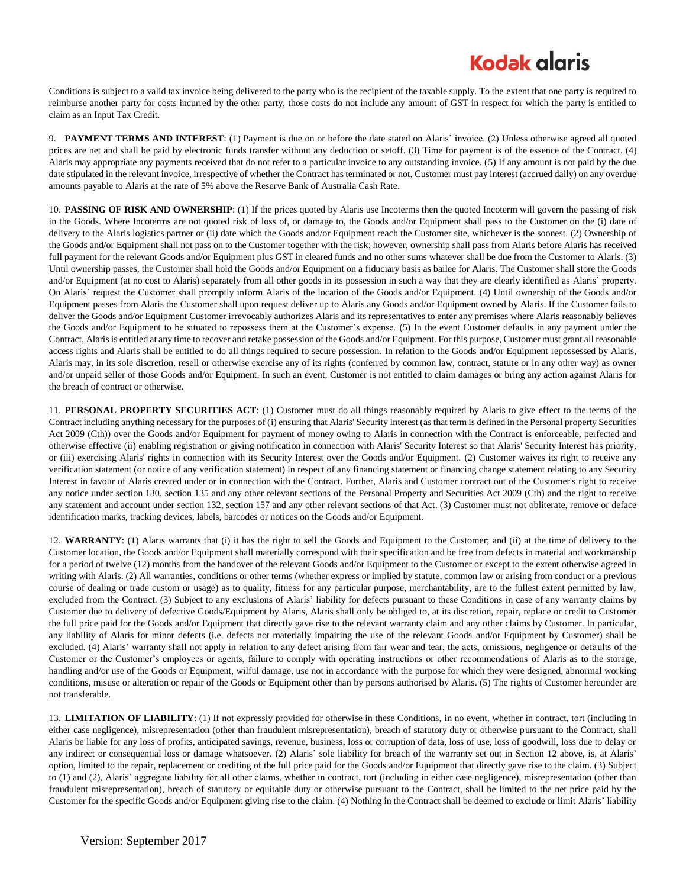Conditions is subject to a valid tax invoice being delivered to the party who is the recipient of the taxable supply. To the extent that one party is required to reimburse another party for costs incurred by the other party, those costs do not include any amount of GST in respect for which the party is entitled to claim as an Input Tax Credit.

9. **PAYMENT TERMS AND INTEREST**: (1) Payment is due on or before the date stated on Alaris' invoice. (2) Unless otherwise agreed all quoted prices are net and shall be paid by electronic funds transfer without any deduction or setoff. (3) Time for payment is of the essence of the Contract. (4) Alaris may appropriate any payments received that do not refer to a particular invoice to any outstanding invoice. (5) If any amount is not paid by the due date stipulated in the relevant invoice, irrespective of whether the Contract has terminated or not, Customer must pay interest (accrued daily) on any overdue amounts payable to Alaris at the rate of 5% above the Reserve Bank of Australia Cash Rate.

10. **PASSING OF RISK AND OWNERSHIP**: (1) If the prices quoted by Alaris use Incoterms then the quoted Incoterm will govern the passing of risk in the Goods. Where Incoterms are not quoted risk of loss of, or damage to, the Goods and/or Equipment shall pass to the Customer on the (i) date of delivery to the Alaris logistics partner or (ii) date which the Goods and/or Equipment reach the Customer site, whichever is the soonest. (2) Ownership of the Goods and/or Equipment shall not pass on to the Customer together with the risk; however, ownership shall pass from Alaris before Alaris has received full payment for the relevant Goods and/or Equipment plus GST in cleared funds and no other sums whatever shall be due from the Customer to Alaris. (3) Until ownership passes, the Customer shall hold the Goods and/or Equipment on a fiduciary basis as bailee for Alaris. The Customer shall store the Goods and/or Equipment (at no cost to Alaris) separately from all other goods in its possession in such a way that they are clearly identified as Alaris' property. On Alaris' request the Customer shall promptly inform Alaris of the location of the Goods and/or Equipment. (4) Until ownership of the Goods and/or Equipment passes from Alaris the Customer shall upon request deliver up to Alaris any Goods and/or Equipment owned by Alaris. If the Customer fails to deliver the Goods and/or Equipment Customer irrevocably authorizes Alaris and its representatives to enter any premises where Alaris reasonably believes the Goods and/or Equipment to be situated to repossess them at the Customer's expense. (5) In the event Customer defaults in any payment under the Contract, Alaris is entitled at any time to recover and retake possession of the Goods and/or Equipment. For this purpose, Customer must grant all reasonable access rights and Alaris shall be entitled to do all things required to secure possession. In relation to the Goods and/or Equipment repossessed by Alaris, Alaris may, in its sole discretion, resell or otherwise exercise any of its rights (conferred by common law, contract, statute or in any other way) as owner and/or unpaid seller of those Goods and/or Equipment. In such an event, Customer is not entitled to claim damages or bring any action against Alaris for the breach of contract or otherwise.

11. **PERSONAL PROPERTY SECURITIES ACT**: (1) Customer must do all things reasonably required by Alaris to give effect to the terms of the Contract including anything necessary for the purposes of (i) ensuring that Alaris' Security Interest (as that term is defined in the Personal property Securities Act 2009 (Cth)) over the Goods and/or Equipment for payment of money owing to Alaris in connection with the Contract is enforceable, perfected and otherwise effective (ii) enabling registration or giving notification in connection with Alaris' Security Interest so that Alaris' Security Interest has priority, or (iii) exercising Alaris' rights in connection with its Security Interest over the Goods and/or Equipment. (2) Customer waives its right to receive any verification statement (or notice of any verification statement) in respect of any financing statement or financing change statement relating to any Security Interest in favour of Alaris created under or in connection with the Contract. Further, Alaris and Customer contract out of the Customer's right to receive any notice under section 130, section 135 and any other relevant sections of the Personal Property and Securities Act 2009 (Cth) and the right to receive any statement and account under section 132, section 157 and any other relevant sections of that Act. (3) Customer must not obliterate, remove or deface identification marks, tracking devices, labels, barcodes or notices on the Goods and/or Equipment.

12. **WARRANTY**: (1) Alaris warrants that (i) it has the right to sell the Goods and Equipment to the Customer; and (ii) at the time of delivery to the Customer location, the Goods and/or Equipment shall materially correspond with their specification and be free from defects in material and workmanship for a period of twelve (12) months from the handover of the relevant Goods and/or Equipment to the Customer or except to the extent otherwise agreed in writing with Alaris. (2) All warranties, conditions or other terms (whether express or implied by statute, common law or arising from conduct or a previous course of dealing or trade custom or usage) as to quality, fitness for any particular purpose, merchantability, are to the fullest extent permitted by law, excluded from the Contract. (3) Subject to any exclusions of Alaris' liability for defects pursuant to these Conditions in case of any warranty claims by Customer due to delivery of defective Goods/Equipment by Alaris, Alaris shall only be obliged to, at its discretion, repair, replace or credit to Customer the full price paid for the Goods and/or Equipment that directly gave rise to the relevant warranty claim and any other claims by Customer. In particular, any liability of Alaris for minor defects (i.e. defects not materially impairing the use of the relevant Goods and/or Equipment by Customer) shall be excluded. (4) Alaris' warranty shall not apply in relation to any defect arising from fair wear and tear, the acts, omissions, negligence or defaults of the Customer or the Customer's employees or agents, failure to comply with operating instructions or other recommendations of Alaris as to the storage, handling and/or use of the Goods or Equipment, wilful damage, use not in accordance with the purpose for which they were designed, abnormal working conditions, misuse or alteration or repair of the Goods or Equipment other than by persons authorised by Alaris. (5) The rights of Customer hereunder are not transferable.

13. **LIMITATION OF LIABILITY**: (1) If not expressly provided for otherwise in these Conditions, in no event, whether in contract, tort (including in either case negligence), misrepresentation (other than fraudulent misrepresentation), breach of statutory duty or otherwise pursuant to the Contract, shall Alaris be liable for any loss of profits, anticipated savings, revenue, business, loss or corruption of data, loss of use, loss of goodwill, loss due to delay or any indirect or consequential loss or damage whatsoever. (2) Alaris' sole liability for breach of the warranty set out in Section 12 above, is, at Alaris' option, limited to the repair, replacement or crediting of the full price paid for the Goods and/or Equipment that directly gave rise to the claim. (3) Subject to (1) and (2), Alaris' aggregate liability for all other claims, whether in contract, tort (including in either case negligence), misrepresentation (other than fraudulent misrepresentation), breach of statutory or equitable duty or otherwise pursuant to the Contract, shall be limited to the net price paid by the Customer for the specific Goods and/or Equipment giving rise to the claim. (4) Nothing in the Contract shall be deemed to exclude or limit Alaris' liability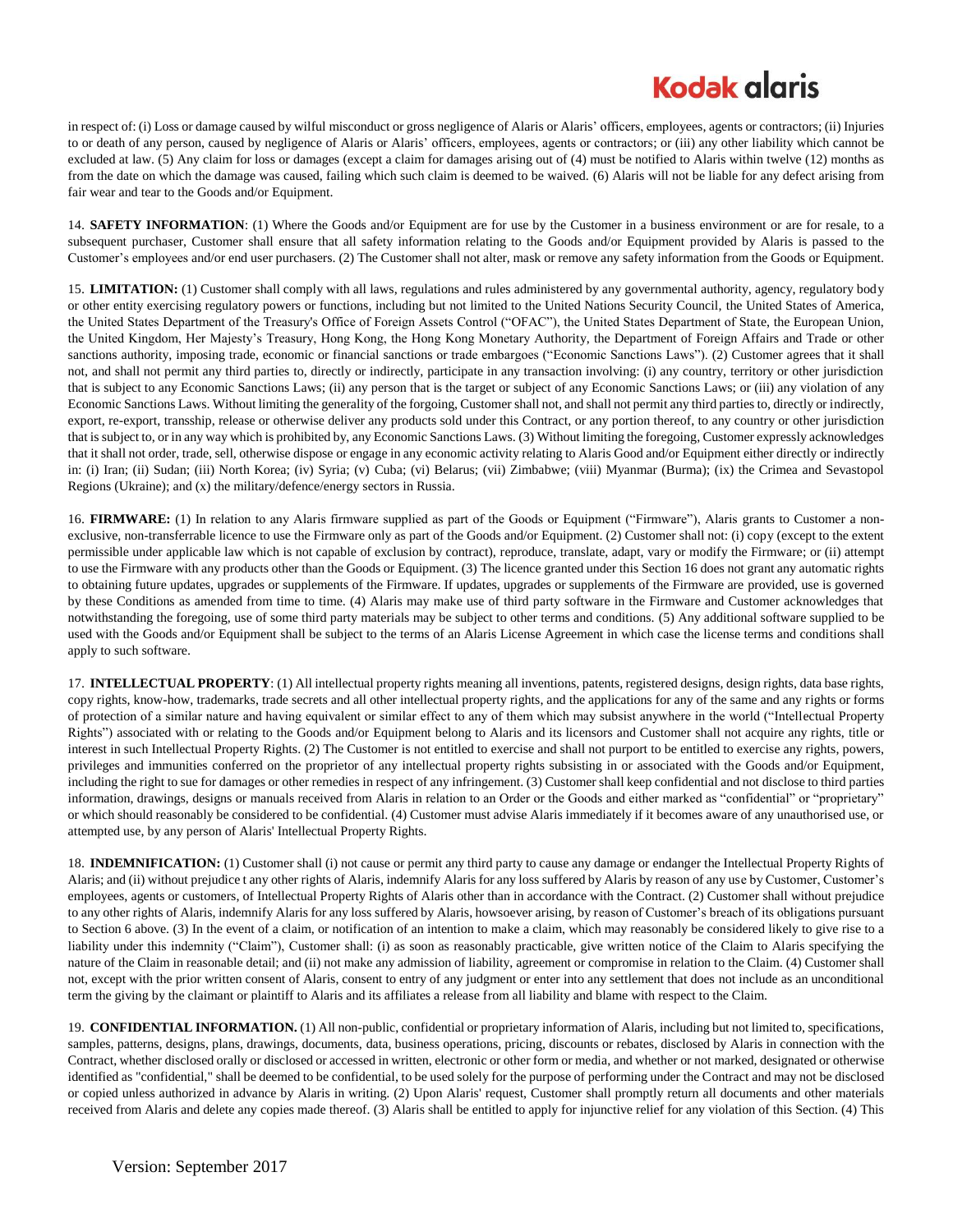in respect of: (i) Loss or damage caused by wilful misconduct or gross negligence of Alaris or Alaris' officers, employees, agents or contractors; (ii) Injuries to or death of any person, caused by negligence of Alaris or Alaris' officers, employees, agents or contractors; or (iii) any other liability which cannot be excluded at law. (5) Any claim for loss or damages (except a claim for damages arising out of (4) must be notified to Alaris within twelve (12) months as from the date on which the damage was caused, failing which such claim is deemed to be waived. (6) Alaris will not be liable for any defect arising from fair wear and tear to the Goods and/or Equipment.

14. **SAFETY INFORMATION**: (1) Where the Goods and/or Equipment are for use by the Customer in a business environment or are for resale, to a subsequent purchaser, Customer shall ensure that all safety information relating to the Goods and/or Equipment provided by Alaris is passed to the Customer's employees and/or end user purchasers. (2) The Customer shall not alter, mask or remove any safety information from the Goods or Equipment.

15. **LIMITATION:** (1) Customer shall comply with all laws, regulations and rules administered by any governmental authority, agency, regulatory body or other entity exercising regulatory powers or functions, including but not limited to the United Nations Security Council, the United States of America, the United States Department of the Treasury's Office of Foreign Assets Control ("OFAC"), the United States Department of State, the European Union, the United Kingdom, Her Majesty's Treasury, Hong Kong, the Hong Kong Monetary Authority, the Department of Foreign Affairs and Trade or other sanctions authority, imposing trade, economic or financial sanctions or trade embargoes ("Economic Sanctions Laws"). (2) Customer agrees that it shall not, and shall not permit any third parties to, directly or indirectly, participate in any transaction involving: (i) any country, territory or other jurisdiction that is subject to any Economic Sanctions Laws; (ii) any person that is the target or subject of any Economic Sanctions Laws; or (iii) any violation of any Economic Sanctions Laws. Without limiting the generality of the forgoing, Customer shall not, and shall not permit any third parties to, directly or indirectly, export, re-export, transship, release or otherwise deliver any products sold under this Contract, or any portion thereof, to any country or other jurisdiction that is subject to, or in any way which is prohibited by, any Economic Sanctions Laws. (3) Without limiting the foregoing, Customer expressly acknowledges that it shall not order, trade, sell, otherwise dispose or engage in any economic activity relating to Alaris Good and/or Equipment either directly or indirectly in: (i) Iran; (ii) Sudan; (iii) North Korea; (iv) Syria; (v) Cuba; (vi) Belarus; (vii) Zimbabwe; (viii) Myanmar (Burma); (ix) the Crimea and Sevastopol Regions (Ukraine); and (x) the military/defence/energy sectors in Russia.

16. **FIRMWARE:** (1) In relation to any Alaris firmware supplied as part of the Goods or Equipment ("Firmware"), Alaris grants to Customer a non-exclusive, non-transferrable licence to use the Firmware only as part of the Goods and/or Equipment. (2) Customer shall not: (i) copy (except to the extent permissible under applicable law which is not capable of exclusion by contract), reproduce, translate, adapt, vary or modify the Firmware; or (ii) attempt to use the Firmware with any products other than the Goods or Equipment. (3) The licence granted under this Section 16 does not grant any automatic rights to obtaining future updates, upgrades or supplements of the Firmware. If updates, upgrades or supplements of the Firmware are provided, use is governed by these Conditions as amended from time to time. (4) Alaris may make use of third party software in the Firmware and Customer acknowledges that notwithstanding the foregoing, use of some third party materials may be subject to other terms and conditions. (5) Any additional software supplied to be used with the Goods and/or Equipment shall be subject to the terms of an Alaris License Agreement in which case the license terms and conditions shall apply to such software.

17. **INTELLECTUAL PROPERTY**: (1) All intellectual property rights meaning all inventions, patents, registered designs, design rights, data base rights, copy rights, know-how, trademarks, trade secrets and all other intellectual property rights, and the applications for any of the same and any rights or forms of protection of a similar nature and having equivalent or similar effect to any of them which may subsist anywhere in the world ("Intellectual Property Rights") associated with or relating to the Goods and/or Equipment belong to Alaris and its licensors and Customer shall not acquire any rights, title or interest in such Intellectual Property Rights. (2) The Customer is not entitled to exercise and shall not purport to be entitled to exercise any rights, powers, privileges and immunities conferred on the proprietor of any intellectual property rights subsisting in or associated with the Goods and/or Equipment, including the right to sue for damages or other remedies in respect of any infringement. (3) Customer shall keep confidential and not disclose to third parties information, drawings, designs or manuals received from Alaris in relation to an Order or the Goods and either marked as "confidential" or "proprietary" or which should reasonably be considered to be confidential. (4) Customer must advise Alaris immediately if it becomes aware of any unauthorised use, or attempted use, by any person of Alaris' Intellectual Property Rights.

18. **INDEMNIFICATION:** (1) Customer shall (i) not cause or permit any third party to cause any damage or endanger the Intellectual Property Rights of Alaris; and (ii) without prejudice t any other rights of Alaris, indemnify Alaris for any loss suffered by Alaris by reason of any use by Customer, Customer's employees, agents or customers, of Intellectual Property Rights of Alaris other than in accordance with the Contract. (2) Customer shall without prejudice to any other rights of Alaris, indemnify Alaris for any loss suffered by Alaris, howsoever arising, by reason of Customer's breach of its obligations pursuant to Section 6 above. (3) In the event of a claim, or notification of an intention to make a claim, which may reasonably be considered likely to give rise to a liability under this indemnity ("Claim"), Customer shall: (i) as soon as reasonably practicable, give written notice of the Claim to Alaris specifying the nature of the Claim in reasonable detail; and (ii) not make any admission of liability, agreement or compromise in relation to the Claim. (4) Customer shall not, except with the prior written consent of Alaris, consent to entry of any judgment or enter into any settlement that does not include as an unconditional term the giving by the claimant or plaintiff to Alaris and its affiliates a release from all liability and blame with respect to the Claim.

19. **CONFIDENTIAL INFORMATION.** (1) All non-public, confidential or proprietary information of Alaris, including but not limited to, specifications, samples, patterns, designs, plans, drawings, documents, data, business operations, pricing, discounts or rebates, disclosed by Alaris in connection with the Contract, whether disclosed orally or disclosed or accessed in written, electronic or other form or media, and whether or not marked, designated or otherwise identified as "confidential," shall be deemed to be confidential, to be used solely for the purpose of performing under the Contract and may not be disclosed or copied unless authorized in advance by Alaris in writing. (2) Upon Alaris' request, Customer shall promptly return all documents and other materials received from Alaris and delete any copies made thereof. (3) Alaris shall be entitled to apply for injunctive relief for any violation of this Section. (4) This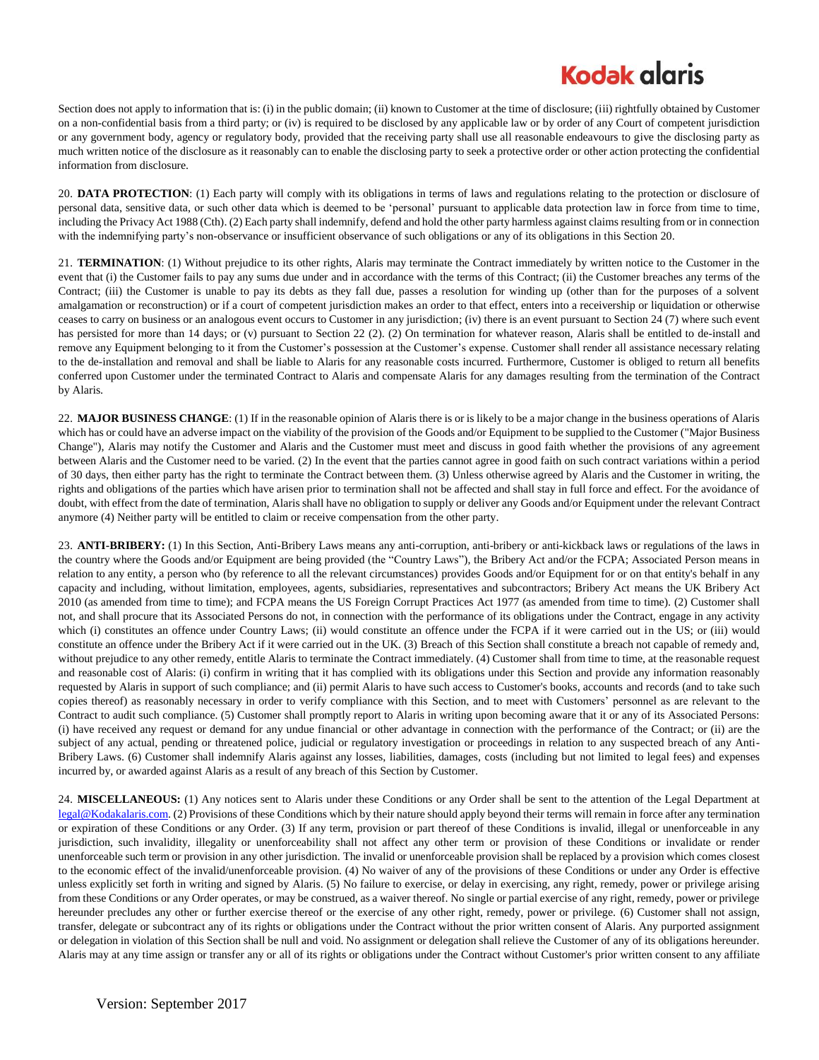Section does not apply to information that is: (i) in the public domain; (ii) known to Customer at the time of disclosure; (iii) rightfully obtained by Customer on a non-confidential basis from a third party; or (iv) is required to be disclosed by any applicable law or by order of any Court of competent jurisdiction or any government body, agency or regulatory body, provided that the receiving party shall use all reasonable endeavours to give the disclosing party as much written notice of the disclosure as it reasonably can to enable the disclosing party to seek a protective order or other action protecting the confidential information from disclosure.

20. **DATA PROTECTION**: (1) Each party will comply with its obligations in terms of laws and regulations relating to the protection or disclosure of personal data, sensitive data, or such other data which is deemed to be 'personal' pursuant to applicable data protection law in force from time to time, including the Privacy Act 1988 (Cth). (2) Each party shall indemnify, defend and hold the other party harmless against claims resulting from or in connection with the indemnifying party's non-observance or insufficient observance of such obligations or any of its obligations in this Section 20.

21. **TERMINATION**: (1) Without prejudice to its other rights, Alaris may terminate the Contract immediately by written notice to the Customer in the event that (i) the Customer fails to pay any sums due under and in accordance with the terms of this Contract; (ii) the Customer breaches any terms of the Contract; (iii) the Customer is unable to pay its debts as they fall due, passes a resolution for winding up (other than for the purposes of a solvent amalgamation or reconstruction) or if a court of competent jurisdiction makes an order to that effect, enters into a receivership or liquidation or otherwise ceases to carry on business or an analogous event occurs to Customer in any jurisdiction; (iv) there is an event pursuant to Section 24 (7) where such event has persisted for more than 14 days; or (v) pursuant to Section 22 (2). (2) On termination for whatever reason, Alaris shall be entitled to de-install and remove any Equipment belonging to it from the Customer's possession at the Customer's expense. Customer shall render all assistance necessary relating to the de-installation and removal and shall be liable to Alaris for any reasonable costs incurred. Furthermore, Customer is obliged to return all benefits conferred upon Customer under the terminated Contract to Alaris and compensate Alaris for any damages resulting from the termination of the Contract by Alaris.

22. **MAJOR BUSINESS CHANGE**: (1) If in the reasonable opinion of Alaris there is or is likely to be a major change in the business operations of Alaris which has or could have an adverse impact on the viability of the provision of the Goods and/or Equipment to be supplied to the Customer ("Major Business Change"), Alaris may notify the Customer and Alaris and the Customer must meet and discuss in good faith whether the provisions of any agreement between Alaris and the Customer need to be varied. (2) In the event that the parties cannot agree in good faith on such contract variations within a period of 30 days, then either party has the right to terminate the Contract between them. (3) Unless otherwise agreed by Alaris and the Customer in writing, the rights and obligations of the parties which have arisen prior to termination shall not be affected and shall stay in full force and effect. For the avoidance of doubt, with effect from the date of termination, Alaris shall have no obligation to supply or deliver any Goods and/or Equipment under the relevant Contract anymore (4) Neither party will be entitled to claim or receive compensation from the other party.

23. **ANTI-BRIBERY:** (1) In this Section, Anti-Bribery Laws means any anti-corruption, anti-bribery or anti-kickback laws or regulations of the laws in the country where the Goods and/or Equipment are being provided (the "Country Laws"), the Bribery Act and/or the FCPA; Associated Person means in relation to any entity, a person who (by reference to all the relevant circumstances) provides Goods and/or Equipment for or on that entity's behalf in any capacity and including, without limitation, employees, agents, subsidiaries, representatives and subcontractors; Bribery Act means the UK Bribery Act 2010 (as amended from time to time); and FCPA means the US Foreign Corrupt Practices Act 1977 (as amended from time to time). (2) Customer shall not, and shall procure that its Associated Persons do not, in connection with the performance of its obligations under the Contract, engage in any activity which (i) constitutes an offence under Country Laws; (ii) would constitute an offence under the FCPA if it were carried out in the US; or (iii) would constitute an offence under the Bribery Act if it were carried out in the UK. (3) Breach of this Section shall constitute a breach not capable of remedy and, without prejudice to any other remedy, entitle Alaris to terminate the Contract immediately. (4) Customer shall from time to time, at the reasonable request and reasonable cost of Alaris: (i) confirm in writing that it has complied with its obligations under this Section and provide any information reasonably requested by Alaris in support of such compliance; and (ii) permit Alaris to have such access to Customer's books, accounts and records (and to take such copies thereof) as reasonably necessary in order to verify compliance with this Section, and to meet with Customers' personnel as are relevant to the Contract to audit such compliance. (5) Customer shall promptly report to Alaris in writing upon becoming aware that it or any of its Associated Persons: (i) have received any request or demand for any undue financial or other advantage in connection with the performance of the Contract; or (ii) are the subject of any actual, pending or threatened police, judicial or regulatory investigation or proceedings in relation to any suspected breach of any Anti-Bribery Laws. (6) Customer shall indemnify Alaris against any losses, liabilities, damages, costs (including but not limited to legal fees) and expenses incurred by, or awarded against Alaris as a result of any breach of this Section by Customer.

24. **MISCELLANEOUS:** (1) Any notices sent to Alaris under these Conditions or any Order shall be sent to the attention of the Legal Department at legal@Kodakalaris.com. (2) Provisions of these Conditions which by their nature should apply beyond their terms will remain in force after any termination or expiration of these Conditions or any Order. (3) If any term, provision or part thereof of these Conditions is invalid, illegal or unenforceable in any jurisdiction, such invalidity, illegality or unenforceability shall not affect any other term or provision of these Conditions or invalidate or render unenforceable such term or provision in any other jurisdiction. The invalid or unenforceable provision shall be replaced by a provision which comes closest to the economic effect of the invalid/unenforceable provision. (4) No waiver of any of the provisions of these Conditions or under any Order is effective unless explicitly set forth in writing and signed by Alaris. (5) No failure to exercise, or delay in exercising, any right, remedy, power or privilege arising from these Conditions or any Order operates, or may be construed, as a waiver thereof. No single or partial exercise of any right, remedy, power or privilege hereunder precludes any other or further exercise thereof or the exercise of any other right, remedy, power or privilege. (6) Customer shall not assign, transfer, delegate or subcontract any of its rights or obligations under the Contract without the prior written consent of Alaris. Any purported assignment or delegation in violation of this Section shall be null and void. No assignment or delegation shall relieve the Customer of any of its obligations hereunder. Alaris may at any time assign or transfer any or all of its rights or obligations under the Contract without Customer's prior written consent to any affiliate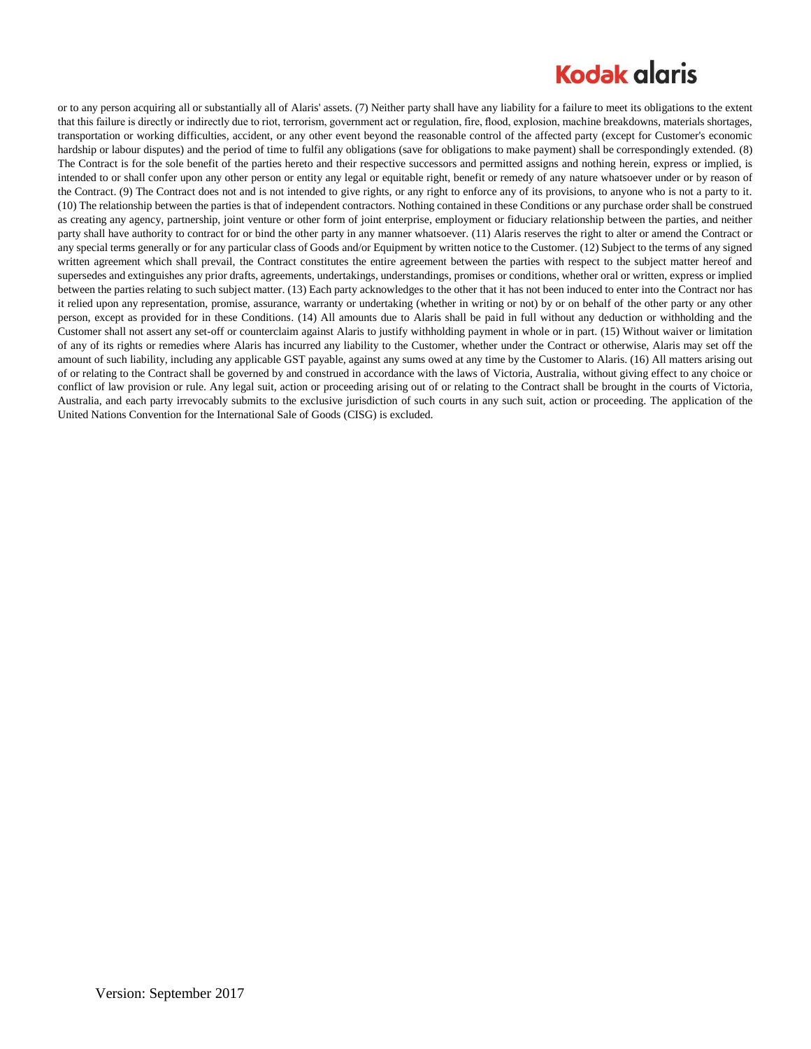or to any person acquiring all or substantially all of Alaris' assets. (7) Neither party shall have any liability for a failure to meet its obligations to the extent that this failure is directly or indirectly due to riot, terrorism, government act or regulation, fire, flood, explosion, machine breakdowns, materials shortages, transportation or working difficulties, accident, or any other event beyond the reasonable control of the affected party (except for Customer's economic hardship or labour disputes) and the period of time to fulfil any obligations (save for obligations to make payment) shall be correspondingly extended. (8) The Contract is for the sole benefit of the parties hereto and their respective successors and permitted assigns and nothing herein, express or implied, is intended to or shall confer upon any other person or entity any legal or equitable right, benefit or remedy of any nature whatsoever under or by reason of the Contract. (9) The Contract does not and is not intended to give rights, or any right to enforce any of its provisions, to anyone who is not a party to it. (10) The relationship between the parties is that of independent contractors. Nothing contained in these Conditions or any purchase order shall be construed as creating any agency, partnership, joint venture or other form of joint enterprise, employment or fiduciary relationship between the parties, and neither party shall have authority to contract for or bind the other party in any manner whatsoever. (11) Alaris reserves the right to alter or amend the Contract or any special terms generally or for any particular class of Goods and/or Equipment by written notice to the Customer. (12) Subject to the terms of any signed written agreement which shall prevail, the Contract constitutes the entire agreement between the parties with respect to the subject matter hereof and supersedes and extinguishes any prior drafts, agreements, undertakings, understandings, promises or conditions, whether oral or written, express or implied between the parties relating to such subject matter. (13) Each party acknowledges to the other that it has not been induced to enter into the Contract nor has it relied upon any representation, promise, assurance, warranty or undertaking (whether in writing or not) by or on behalf of the other party or any other person, except as provided for in these Conditions. (14) All amounts due to Alaris shall be paid in full without any deduction or withholding and the Customer shall not assert any set-off or counterclaim against Alaris to justify withholding payment in whole or in part. (15) Without waiver or limitation of any of its rights or remedies where Alaris has incurred any liability to the Customer, whether under the Contract or otherwise, Alaris may set off the amount of such liability, including any applicable GST payable, against any sums owed at any time by the Customer to Alaris. (16) All matters arising out of or relating to the Contract shall be governed by and construed in accordance with the laws of Victoria, Australia, without giving effect to any choice or conflict of law provision or rule. Any legal suit, action or proceeding arising out of or relating to the Contract shall be brought in the courts of Victoria, Australia, and each party irrevocably submits to the exclusive jurisdiction of such courts in any such suit, action or proceeding. The application of the United Nations Convention for the International Sale of Goods (CISG) is excluded.

Version: September 2017